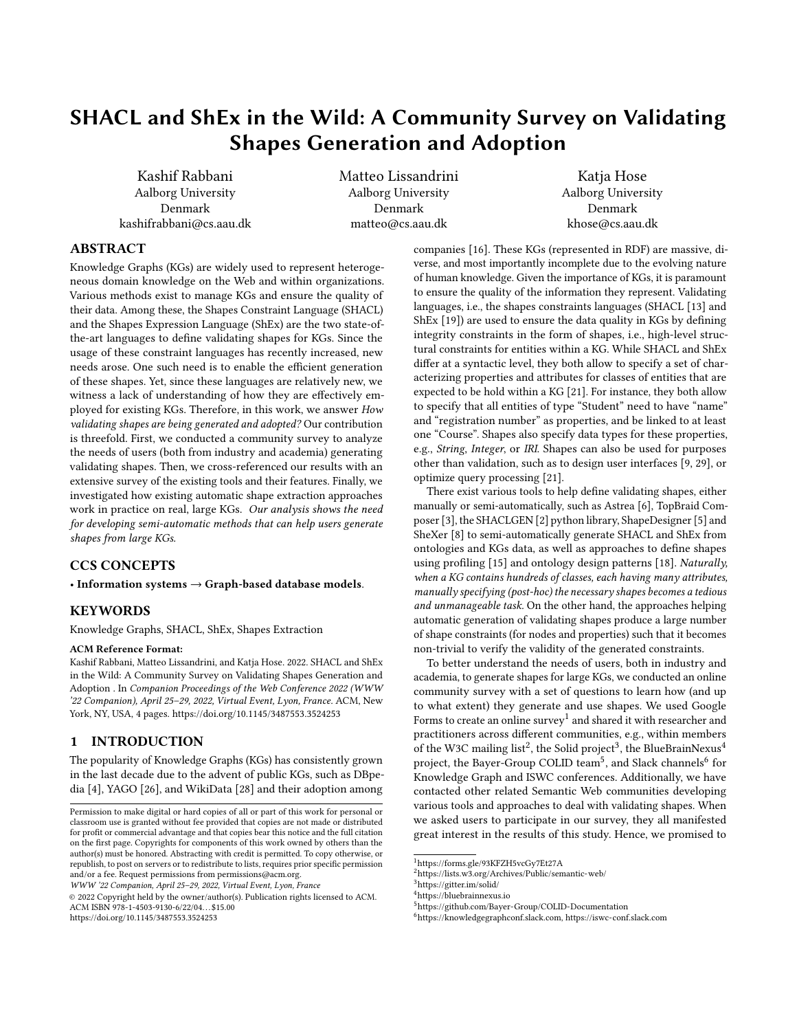# SHACL and ShEx in the Wild: A Community Survey on Validating Shapes Generation and Adoption

Kashif Rabbani
Aalborg University
Denmark
kashifrabbani@cs.aau.dk

Matteo Lissandrini
Aalborg University
Denmark
matteo@cs.aau.dk

Katja Hose
Aalborg University
Denmark
khose@cs.aau.dk

## ABSTRACT

Knowledge Graphs (KGs) are widely used to represent heterogeneous domain knowledge on the Web and within organizations. Various methods exist to manage KGs and ensure the quality of their data. Among these, the Shapes Constraint Language (SHACL) and the Shapes Expression Language (ShEx) are the two state-of-the-art languages to define validating shapes for KGs. Since the usage of these constraint languages has recently increased, new needs arose. One such need is to enable the efficient generation of these shapes. Yet, since these languages are relatively new, we witness a lack of understanding of how they are effectively employed for existing KGs. Therefore, in this work, we answer *How validating shapes are being generated and adopted?* Our contribution is threefold. First, we conducted a community survey to analyze the needs of users (both from industry and academia) generating validating shapes. Then, we cross-referenced our results with an extensive survey of the existing tools and their features. Finally, we investigated how existing automatic shape extraction approaches work in practice on real, large KGs. *Our analysis shows the need for developing semi-automatic methods that can help users generate shapes from large KGs.*

## CCS CONCEPTS

• **Information systems → Graph-based database models**.

## KEYWORDS

Knowledge Graphs, SHACL, ShEx, Shapes Extraction

**ACM Reference Format:**
Kashif Rabbani, Matteo Lissandrini, and Katja Hose. 2022. SHACL and ShEx in the Wild: A Community Survey on Validating Shapes Generation and Adoption . In *Companion Proceedings of the Web Conference 2022 (WWW '22 Companion), April 25–29, 2022, Virtual Event, Lyon, France.* ACM, New York, NY, USA, 4 pages. https://doi.org/10.1145/3487553.3524253

## 1 INTRODUCTION

The popularity of Knowledge Graphs (KGs) has consistently grown in the last decade due to the advent of public KGs, such as DBpedia [4], YAGO [26], and WikiData [28] and their adoption among companies [16]. These KGs (represented in RDF) are massive, diverse, and most importantly incomplete due to the evolving nature of human knowledge. Given the importance of KGs, it is paramount to ensure the quality of the information they represent. Validating languages, i.e., the shapes constraints languages (SHACL [13] and ShEx [19]) are used to ensure the data quality in KGs by defining integrity constraints in the form of shapes, i.e., high-level structural constraints for entities within a KG. While SHACL and ShEx differ at a syntactic level, they both allow to specify a set of characterizing properties and attributes for classes of entities that are expected to be hold within a KG [21]. For instance, they both allow to specify that all entities of type "Student" need to have "name" and "registration number" as properties, and be linked to at least one "Course". Shapes also specify data types for these properties, e.g., *String*, *Integer*, or *IRI*. Shapes can also be used for purposes other than validation, such as to design user interfaces [9, 29], or optimize query processing [21].

There exist various tools to help define validating shapes, either manually or semi-automatically, such as Astrea [6], TopBraid Composer [3], the SHACLGEN [2] python library, ShapeDesigner [5] and SheXer [8] to semi-automatically generate SHACL and ShEx from ontologies and KGs data, as well as approaches to define shapes using profiling [15] and ontology design patterns [18]. *Naturally, when a KG contains hundreds of classes, each having many attributes, manually specifying (post-hoc) the necessary shapes becomes a tedious and unmanageable task.* On the other hand, the approaches helping automatic generation of validating shapes produce a large number of shape constraints (for nodes and properties) such that it becomes non-trivial to verify the validity of the generated constraints.

To better understand the needs of users, both in industry and academia, to generate shapes for large KGs, we conducted an online community survey with a set of questions to learn how (and up to what extent) they generate and use shapes. We used Google Forms to create an online survey[1] and shared it with researcher and practitioners across different communities, e.g., within members of the W3C mailing list[2], the Solid project[3], the BlueBrainNexus[4] project, the Bayer-Group COLID team[5], and Slack channels[6] for Knowledge Graph and ISWC conferences. Additionally, we have contacted other related Semantic Web communities developing various tools and approaches to deal with validating shapes. When we asked users to participate in our survey, they all manifested great interest in the results of this study. Hence, we promised to

---

Permission to make digital or hard copies of all or part of this work for personal or classroom use is granted without fee provided that copies are not made or distributed for profit or commercial advantage and that copies bear this notice and the full citation on the first page. Copyrights for components of this work owned by others than the author(s) must be honored. Abstracting with credit is permitted. To copy otherwise, or republish, to post on servers or to redistribute to lists, requires prior specific permission and/or a fee. Request permissions from permissions@acm.org.
*WWW '22 Companion, April 25–29, 2022, Virtual Event, Lyon, France*
© 2022 Copyright held by the owner/author(s). Publication rights licensed to ACM.
ACM ISBN 978-1-4503-9130-6/22/04...$15.00
https://doi.org/10.1145/3487553.3524253

[1] https://forms.gle/93KFZH5vcGy7Et27A
[2] https://lists.w3.org/Archives/Public/semantic-web/
[3] https://gitter.im/solid/
[4] https://bluebrainnexus.io
[5] https://github.com/Bayer-Group/COLID-Documentation
[6] https://knowledgegraphconf.slack.com, https://iswc-conf.slack.com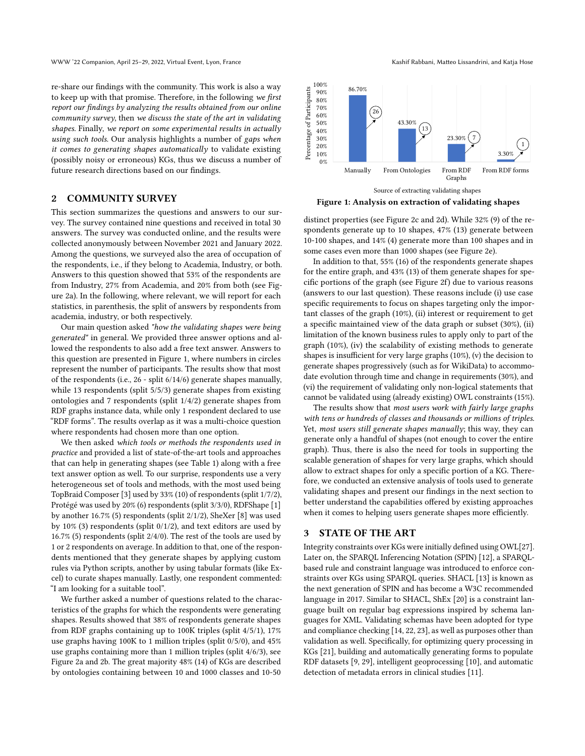re-share our findings with the community. This work is also a way to keep up with that promise. Therefore, in the following *we first report our findings by analyzing the results obtained from our online community survey*, then *we discuss the state of the art in validating shapes*. Finally, *we report on some experimental results in actually using such tools*. Our analysis highlights a number of *gaps when it comes to generating shapes automatically* to validate existing (possibly noisy or erroneous) KGs, thus we discuss a number of future research directions based on our findings.

## 2 COMMUNITY SURVEY

This section summarizes the questions and answers to our survey. The survey contained nine questions and received in total 30 answers. The survey was conducted online, and the results were collected anonymously between November 2021 and January 2022. Among the questions, we surveyed also the area of occupation of the respondents, i.e., if they belong to Academia, Industry, or both. Answers to this question showed that 53% of the respondents are from Industry, 27% from Academia, and 20% from both (see Figure 2a). In the following, where relevant, we will report for each statistics, in parenthesis, the split of answers by respondents from academia, industry, or both respectively.

Our main question asked *"how the validating shapes were being generated"* in general. We provided three answer options and allowed the respondents to also add a free text answer. Answers to this question are presented in Figure 1, where numbers in circles represent the number of participants. The results show that most of the respondents (i.e., 26 - split 6/14/6) generate shapes manually, while 13 respondents (split 5/5/3) generate shapes from existing ontologies and 7 respondents (split 1/4/2) generate shapes from RDF graphs instance data, while only 1 respondent declared to use "RDF forms". The results overlap as it was a multi-choice question where respondents had chosen more than one option.

We then asked *which tools or methods the respondents used in practice* and provided a list of state-of-the-art tools and approaches that can help in generating shapes (see Table 1) along with a free text answer option as well. To our surprise, respondents use a very heterogeneous set of tools and methods, with the most used being TopBraid Composer [3] used by 33% (10) of respondents (split 1/7/2), Protégé was used by 20% (6) respondents (split 3/3/0), RDFShape [1] by another 16.7% (5) respondents (split 2/1/2), SheXer [8] was used by 10% (3) respondents (split 0/1/2), and text editors are used by 16.7% (5) respondents (split 2/4/0). The rest of the tools are used by 1 or 2 respondents on average. In addition to that, one of the respondents mentioned that they generate shapes by applying custom rules via Python scripts, another by using tabular formats (like Excel) to curate shapes manually. Lastly, one respondent commented: "I am looking for a suitable tool".

We further asked a number of questions related to the characteristics of the graphs for which the respondents were generating shapes. Results showed that 38% of respondents generate shapes from RDF graphs containing up to 100K triples (split 4/5/1), 17% use graphs having 100K to 1 million triples (split 0/5/0), and 45% use graphs containing more than 1 million triples (split 4/6/3), see Figure 2a and 2b. The great majority 48% (14) of KGs are described by ontologies containing between 10 and 1000 classes and 10-50

| Source of extracting validating shapes | Percentage of Participants | Number of participants |
|---|---|---|
| Manually | 86.70% | 26 |
| From Ontologies | 43.30% | 13 |
| From RDF Graphs | 23.30% | 7 |
| From RDF forms | 3.30% | 1 |

**Figure 1: Analysis on extraction of validating shapes**

distinct properties (see Figure 2c and 2d). While 32% (9) of the respondents generate up to 10 shapes, 47% (13) generate between 10-100 shapes, and 14% (4) generate more than 100 shapes and in some cases even more than 1000 shapes (see Figure 2e).

In addition to that, 55% (16) of the respondents generate shapes for the entire graph, and 43% (13) of them generate shapes for specific portions of the graph (see Figure 2f) due to various reasons (answers to our last question). These reasons include (i) use case specific requirements to focus on shapes targeting only the important classes of the graph (10%), (ii) interest or requirement to get a specific maintained view of the data graph or subset (30%), (ii) limitation of the known business rules to apply only to part of the graph (10%), (iv) the scalability of existing methods to generate shapes is insufficient for very large graphs (10%), (v) the decision to generate shapes progressively (such as for WikiData) to accommodate evolution through time and change in requirements (30%), and (vi) the requirement of validating only non-logical statements that cannot be validated using (already existing) OWL constraints (15%).

The results show that *most users work with fairly large graphs with tens or hundreds of classes and thousands or millions of triples*. Yet, *most users still generate shapes manually*; this way, they can generate only a handful of shapes (not enough to cover the entire graph). Thus, there is also the need for tools in supporting the scalable generation of shapes for very large graphs, which should allow to extract shapes for only a specific portion of a KG. Therefore, we conducted an extensive analysis of tools used to generate validating shapes and present our findings in the next section to better understand the capabilities offered by existing approaches when it comes to helping users generate shapes more efficiently.

## 3 STATE OF THE ART

Integrity constraints over KGs were initially defined using OWL[27]. Later on, the SPARQL Inferencing Notation (SPIN) [12], a SPARQL-based rule and constraint language was introduced to enforce constraints over KGs using SPARQL queries. SHACL [13] is known as the next generation of SPIN and has become a W3C recommended language in 2017. Similar to SHACL, ShEx [20] is a constraint language built on regular bag expressions inspired by schema languages for XML. Validating schemas have been adopted for type and compliance checking [14, 22, 23], as well as purposes other than validation as well. Specifically, for optimizing query processing in KGs [21], building and automatically generating forms to populate RDF datasets [9, 29], intelligent geoprocessing [10], and automatic detection of metadata errors in clinical studies [11].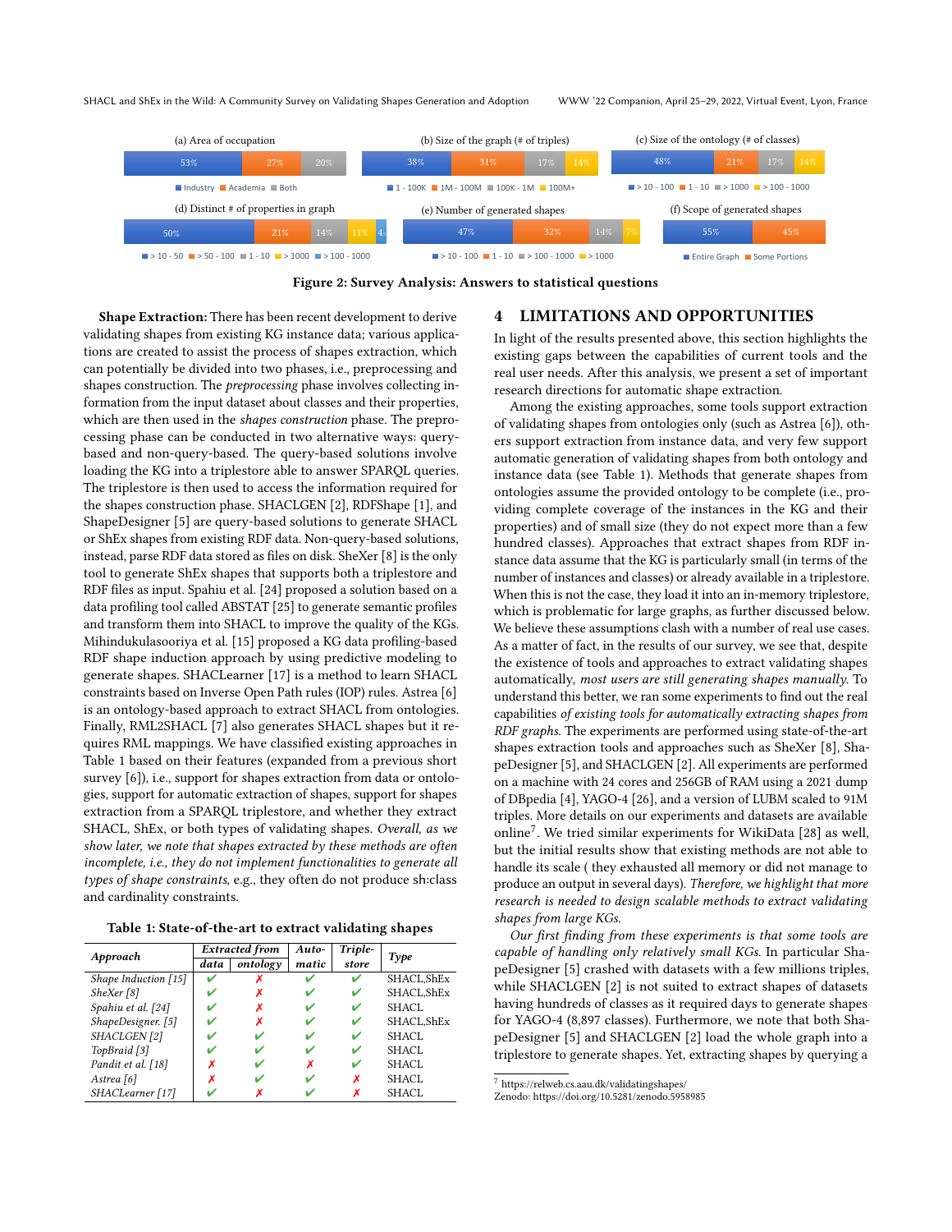(a) Area of occupation

53% | 27% | 20%

Industry | Academia | Both

(b) Size of the graph (# of triples)

38% | 31% | 17% | 14%

1 - 100K | 1M - 100M | 100K - 1M | 100M+

(c) Size of the ontology (# of classes)

48% | 21% | 17% | 14%

> 10 - 100 | 1 - 10 | > 1000 | > 100 - 1000

(d) Distinct # of properties in graph

50% | 21% | 14% | 11% | 4%

> 10 - 50 | > 50 - 100 | 1 - 10 | > 1000 | > 100 - 1000

(e) Number of generated shapes

47% | 32% | 14% | 7%

> 10 - 100 | 1 - 10 | > 100 - 1000 | > 1000

(f) Scope of generated shapes

55% | 45%

Entire Graph | Some Portions

**Figure 2: Survey Analysis: Answers to statistical questions**

**Shape Extraction:** There has been recent development to derive validating shapes from existing KG instance data; various applications are created to assist the process of shapes extraction, which can potentially be divided into two phases, i.e., preprocessing and shapes construction. The *preprocessing* phase involves collecting information from the input dataset about classes and their properties, which are then used in the *shapes construction* phase. The preprocessing phase can be conducted in two alternative ways: query-based and non-query-based. The query-based solutions involve loading the KG into a triplestore able to answer SPARQL queries. The triplestore is then used to access the information required for the shapes construction phase. SHACLGEN [2], RDFShape [1], and ShapeDesigner [5] are query-based solutions to generate SHACL or ShEx shapes from existing RDF data. Non-query-based solutions, instead, parse RDF data stored as files on disk. SheXer [8] is the only tool to generate ShEx shapes that supports both a triplestore and RDF files as input. Spahiu et al. [24] proposed a solution based on a data profiling tool called ABSTAT [25] to generate semantic profiles and transform them into SHACL to improve the quality of the KGs. Mihindukulasooriya et al. [15] proposed a KG data profiling-based RDF shape induction approach by using predictive modeling to generate shapes. SHACLearner [17] is a method to learn SHACL constraints based on Inverse Open Path rules (IOP) rules. Astrea [6] is an ontology-based approach to extract SHACL from ontologies. Finally, RML2SHACL [7] also generates SHACL shapes but it requires RML mappings. We have classified existing approaches in Table 1 based on their features (expanded from a previous short survey [6]), i.e., support for shapes extraction from data or ontologies, support for automatic extraction of shapes, support for shapes extraction from a SPARQL triplestore, and whether they extract SHACL, ShEx, or both types of validating shapes. *Overall, as we show later, we note that shapes extracted by these methods are often incomplete, i.e., they do not implement functionalities to generate all types of shape constraints*, e.g., they often do not produce sh:class and cardinality constraints.

**Table 1: State-of-the-art to extract validating shapes**

| Approach | Extracted from | | Auto-matic | Triple-store | Type |
|---|---|---|---|---|---|
| | data | ontology | | | |
| Shape Induction [15] | ✔ | ✗ | ✔ | ✔ | SHACL,ShEx |
| SheXer [8] | ✔ | ✗ | ✔ | ✔ | SHACL,ShEx |
| Spahiu et al. [24] | ✔ | ✗ | ✔ | ✔ | SHACL |
| ShapeDesigner. [5] | ✔ | ✗ | ✔ | ✔ | SHACL,ShEx |
| SHACLGEN [2] | ✔ | ✔ | ✔ | ✔ | SHACL |
| TopBraid [3] | ✔ | ✔ | ✔ | ✔ | SHACL |
| Pandit et al. [18] | ✗ | ✔ | ✗ | ✔ | SHACL |
| Astrea [6] | ✗ | ✔ | ✔ | ✗ | SHACL |
| SHACLearner [17] | ✔ | ✗ | ✔ | ✗ | SHACL |

## 4 LIMITATIONS AND OPPORTUNITIES

In light of the results presented above, this section highlights the existing gaps between the capabilities of current tools and the real user needs. After this analysis, we present a set of important research directions for automatic shape extraction.

Among the existing approaches, some tools support extraction of validating shapes from ontologies only (such as Astrea [6]), others support extraction from instance data, and very few support automatic generation of validating shapes from both ontology and instance data (see Table 1). Methods that generate shapes from ontologies assume the provided ontology to be complete (i.e., providing complete coverage of the instances in the KG and their properties) and of small size (they do not expect more than a few hundred classes). Approaches that extract shapes from RDF instance data assume that the KG is particularly small (in terms of the number of instances and classes) or already available in a triplestore. When this is not the case, they load it into an in-memory triplestore, which is problematic for large graphs, as further discussed below. We believe these assumptions clash with a number of real use cases. As a matter of fact, in the results of our survey, we see that, despite the existence of tools and approaches to extract validating shapes automatically, *most users are still generating shapes manually.* To understand this better, we ran some experiments to find out the real capabilities *of existing tools for automatically extracting shapes from RDF graphs.* The experiments are performed using state-of-the-art shapes extraction tools and approaches such as SheXer [8], ShapeDesigner [5], and SHACLGEN [2]. All experiments are performed on a machine with 24 cores and 256GB of RAM using a 2021 dump of DBpedia [4], YAGO-4 [26], and a version of LUBM scaled to 91M triples. More details on our experiments and datasets are available online[7]. We tried similar experiments for WikiData [28] as well, but the initial results show that existing methods are not able to handle its scale ( they exhausted all memory or did not manage to produce an output in several days). *Therefore, we highlight that more research is needed to design scalable methods to extract validating shapes from large KGs.*

*Our first finding from these experiments is that some tools are capable of handling only relatively small KGs.* In particular ShapeDesigner [5] crashed with datasets with a few millions triples, while SHACLGEN [2] is not suited to extract shapes of datasets having hundreds of classes as it required days to generate shapes for YAGO-4 (8,897 classes). Furthermore, we note that both ShapeDesigner [5] and SHACLGEN [2] load the whole graph into a triplestore to generate shapes. Yet, extracting shapes by querying a

[7] https://relweb.cs.aau.dk/validatingshapes/
Zenodo: https://doi.org/10.5281/zenodo.5958985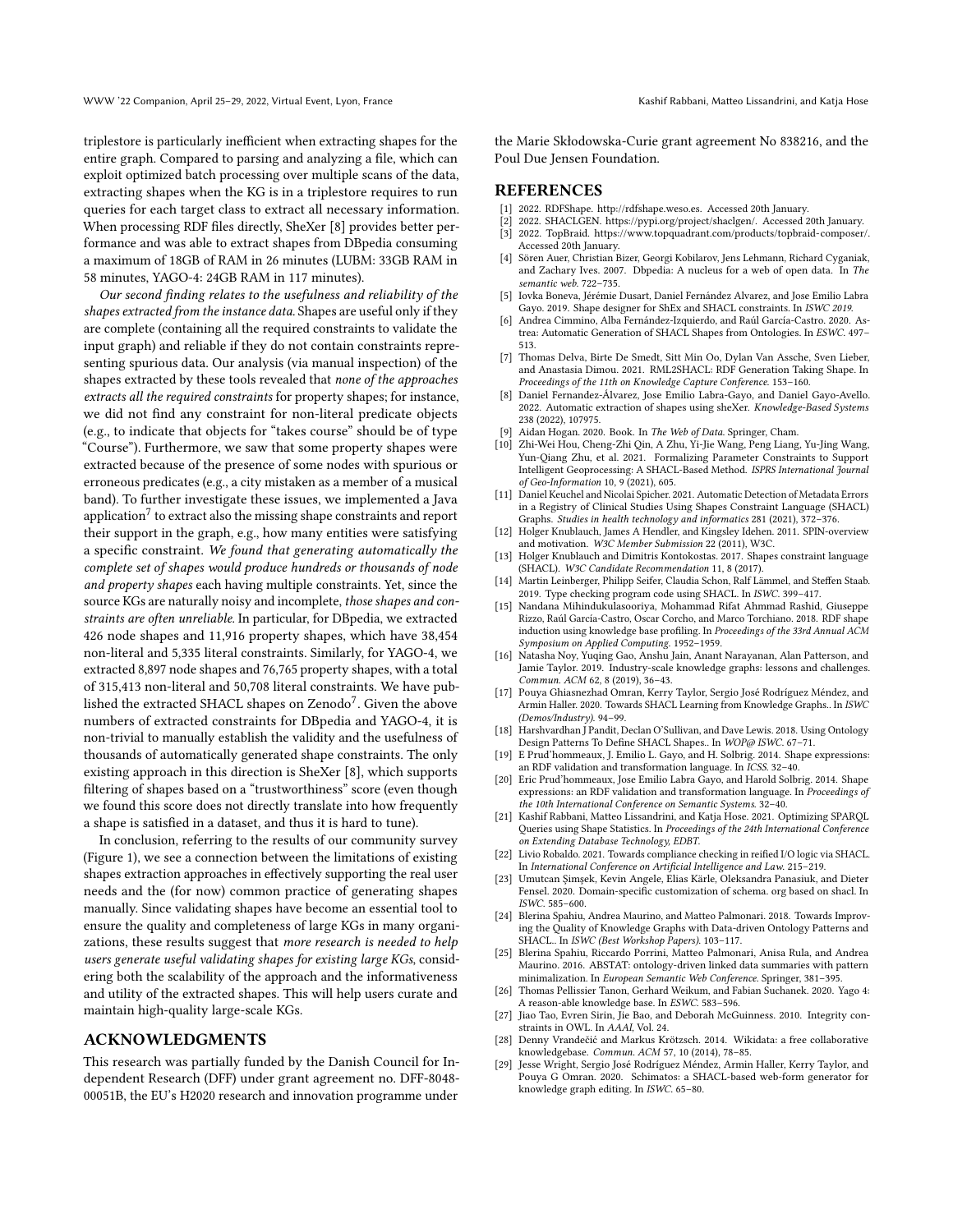triplestore is particularly inefficient when extracting shapes for the entire graph. Compared to parsing and analyzing a file, which can exploit optimized batch processing over multiple scans of the data, extracting shapes when the KG is in a triplestore requires to run queries for each target class to extract all necessary information. When processing RDF files directly, SheXer [8] provides better performance and was able to extract shapes from DBpedia consuming a maximum of 18GB of RAM in 26 minutes (LUBM: 33GB RAM in 58 minutes, YAGO-4: 24GB RAM in 117 minutes).

*Our second finding relates to the usefulness and reliability of the shapes extracted from the instance data.* Shapes are useful only if they are complete (containing all the required constraints to validate the input graph) and reliable if they do not contain constraints representing spurious data. Our analysis (via manual inspection) of the shapes extracted by these tools revealed that *none of the approaches extracts all the required constraints* for property shapes; for instance, we did not find any constraint for non-literal predicate objects (e.g., to indicate that objects for "takes course" should be of type "Course"). Furthermore, we saw that some property shapes were extracted because of the presence of some nodes with spurious or erroneous predicates (e.g., a city mistaken as a member of a musical band). To further investigate these issues, we implemented a Java application[7] to extract also the missing shape constraints and report their support in the graph, e.g., how many entities were satisfying a specific constraint. *We found that generating automatically the complete set of shapes would produce hundreds or thousands of node and property shapes* each having multiple constraints. Yet, since the source KGs are naturally noisy and incomplete, *those shapes and constraints are often unreliable.* In particular, for DBpedia, we extracted 426 node shapes and 11,916 property shapes, which have 38,454 non-literal and 5,335 literal constraints. Similarly, for YAGO-4, we extracted 8,897 node shapes and 76,765 property shapes, with a total of 315,413 non-literal and 50,708 literal constraints. We have published the extracted SHACL shapes on Zenodo[7]. Given the above numbers of extracted constraints for DBpedia and YAGO-4, it is non-trivial to manually establish the validity and the usefulness of thousands of automatically generated shape constraints. The only existing approach in this direction is SheXer [8], which supports filtering of shapes based on a "trustworthiness" score (even though we found this score does not directly translate into how frequently a shape is satisfied in a dataset, and thus it is hard to tune).

In conclusion, referring to the results of our community survey (Figure 1), we see a connection between the limitations of existing shapes extraction approaches in effectively supporting the real user needs and the (for now) common practice of generating shapes manually. Since validating shapes have become an essential tool to ensure the quality and completeness of large KGs in many organizations, these results suggest that *more research is needed to help users generate useful validating shapes for existing large KGs*, considering both the scalability of the approach and the informativeness and utility of the extracted shapes. This will help users curate and maintain high-quality large-scale KGs.

## ACKNOWLEDGMENTS

This research was partially funded by the Danish Council for Independent Research (DFF) under grant agreement no. DFF-8048-00051B, the EU's H2020 research and innovation programme under the Marie Skłodowska-Curie grant agreement No 838216, and the Poul Due Jensen Foundation.

## REFERENCES

- [1] 2022. RDFShape. http://rdfshape.weso.es. Accessed 20th January.
- [2] 2022. SHACLGEN. https://pypi.org/project/shaclgen/. Accessed 20th January.
- [3] 2022. TopBraid. https://www.topquadrant.com/products/topbraid-composer/. Accessed 20th January.
- [4] Sören Auer, Christian Bizer, Georgi Kobilarov, Jens Lehmann, Richard Cyganiak, and Zachary Ives. 2007. Dbpedia: A nucleus for a web of open data. In *The semantic web*. 722–735.
- [5] Iovka Boneva, Jérémie Dusart, Daniel Fernández Alvarez, and Jose Emilio Labra Gayo. 2019. Shape designer for ShEx and SHACL constraints. In *ISWC 2019*.
- [6] Andrea Cimmino, Alba Fernández-Izquierdo, and Raúl García-Castro. 2020. Astrea: Automatic Generation of SHACL Shapes from Ontologies. In *ESWC*. 497–513.
- [7] Thomas Delva, Birte De Smedt, Sitt Min Oo, Dylan Van Assche, Sven Lieber, and Anastasia Dimou. 2021. RML2SHACL: RDF Generation Taking Shape. In *Proceedings of the 11th on Knowledge Capture Conference*. 153–160.
- [8] Daniel Fernandez-Álvarez, Jose Emilio Labra-Gayo, and Daniel Gayo-Avello. 2022. Automatic extraction of shapes using sheXer. *Knowledge-Based Systems* 238 (2022), 107975.
- [9] Aidan Hogan. 2020. Book. In *The Web of Data*. Springer, Cham.
- [10] Zhi-Wei Hou, Cheng-Zhi Qin, A Zhu, Yi-Jie Wang, Peng Liang, Yu-Jing Wang, Yun-Qiang Zhu, et al. 2021. Formalizing Parameter Constraints to Support Intelligent Geoprocessing: A SHACL-Based Method. *ISPRS International Journal of Geo-Information* 10, 9 (2021), 605.
- [11] Daniel Keuchel and Nicolai Spicher. 2021. Automatic Detection of Metadata Errors in a Registry of Clinical Studies Using Shapes Constraint Language (SHACL) Graphs. *Studies in health technology and informatics* 281 (2021), 372–376.
- [12] Holger Knublauch, James A Hendler, and Kingsley Idehen. 2011. SPIN-overview and motivation. *W3C Member Submission* 22 (2011), W3C.
- [13] Holger Knublauch and Dimitris Kontokostas. 2017. Shapes constraint language (SHACL). *W3C Candidate Recommendation* 11, 8 (2017).
- [14] Martin Leinberger, Philipp Seifer, Claudia Schon, Ralf Lämmel, and Steffen Staab. 2019. Type checking program code using SHACL. In *ISWC*. 399–417.
- [15] Nandana Mihindukulasooriya, Mohammad Rifat Ahmmad Rashid, Giuseppe Rizzo, Raúl García-Castro, Oscar Corcho, and Marco Torchiano. 2018. RDF shape induction using knowledge base profiling. In *Proceedings of the 33rd Annual ACM Symposium on Applied Computing*. 1952–1959.
- [16] Natasha Noy, Yuqing Gao, Anshu Jain, Anant Narayanan, Alan Patterson, and Jamie Taylor. 2019. Industry-scale knowledge graphs: lessons and challenges. *Commun. ACM* 62, 8 (2019), 36–43.
- [17] Pouya Ghiasnezhad Omran, Kerry Taylor, Sergio José Rodríguez Méndez, and Armin Haller. 2020. Towards SHACL Learning from Knowledge Graphs.. In *ISWC (Demos/Industry)*. 94–99.
- [18] Harshvardhan J Pandit, Declan O'Sullivan, and Dave Lewis. 2018. Using Ontology Design Patterns To Define SHACL Shapes.. In *WOP@ ISWC*. 67–71.
- [19] E Prud'hommeaux, J. Emilio L. Gayo, and H. Solbrig. 2014. Shape expressions: an RDF validation and transformation language. In *ICSS*. 32–40.
- [20] Eric Prud'hommeaux, Jose Emilio Labra Gayo, and Harold Solbrig. 2014. Shape expressions: an RDF validation and transformation language. In *Proceedings of the 10th International Conference on Semantic Systems*. 32–40.
- [21] Kashif Rabbani, Matteo Lissandrini, and Katja Hose. 2021. Optimizing SPARQL Queries using Shape Statistics. In *Proceedings of the 24th International Conference on Extending Database Technology, EDBT*.
- [22] Livio Robaldo. 2021. Towards compliance checking in reified I/O logic via SHACL. In *International Conference on Artificial Intelligence and Law*. 215–219.
- [23] Umutcan Şimşek, Kevin Angele, Elias Kärle, Oleksandra Panasiuk, and Dieter Fensel. 2020. Domain-specific customization of schema. org based on shacl. In *ISWC*. 585–600.
- [24] Blerina Spahiu, Andrea Maurino, and Matteo Palmonari. 2018. Towards Improving the Quality of Knowledge Graphs with Data-driven Ontology Patterns and SHACL.. In *ISWC (Best Workshop Papers)*. 103–117.
- [25] Blerina Spahiu, Riccardo Porrini, Matteo Palmonari, Anisa Rula, and Andrea Maurino. 2016. ABSTAT: ontology-driven linked data summaries with pattern minimalization. In *European Semantic Web Conference*. Springer, 381–395.
- [26] Thomas Pellissier Tanon, Gerhard Weikum, and Fabian Suchanek. 2020. Yago 4: A reason-able knowledge base. In *ESWC*. 583–596.
- [27] Jiao Tao, Evren Sirin, Jie Bao, and Deborah McGuinness. 2010. Integrity constraints in OWL. In *AAAI*, Vol. 24.
- [28] Denny Vrandečić and Markus Krötzsch. 2014. Wikidata: a free collaborative knowledgebase. *Commun. ACM* 57, 10 (2014), 78–85.
- [29] Jesse Wright, Sergio José Rodríguez Méndez, Armin Haller, Kerry Taylor, and Pouya G Omran. 2020. Schimatos: a SHACL-based web-form generator for knowledge graph editing. In *ISWC*. 65–80.